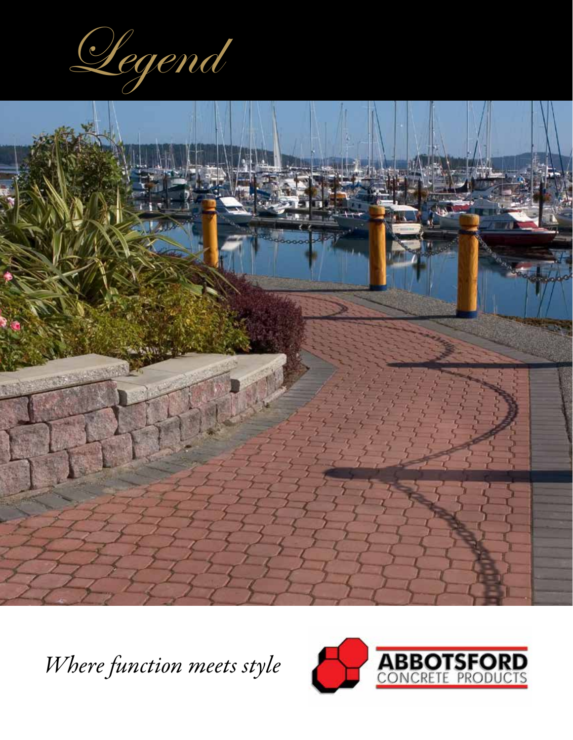# Legend

*Where function meets style*

ABBOTSFORD CONCRETE PRODUCTS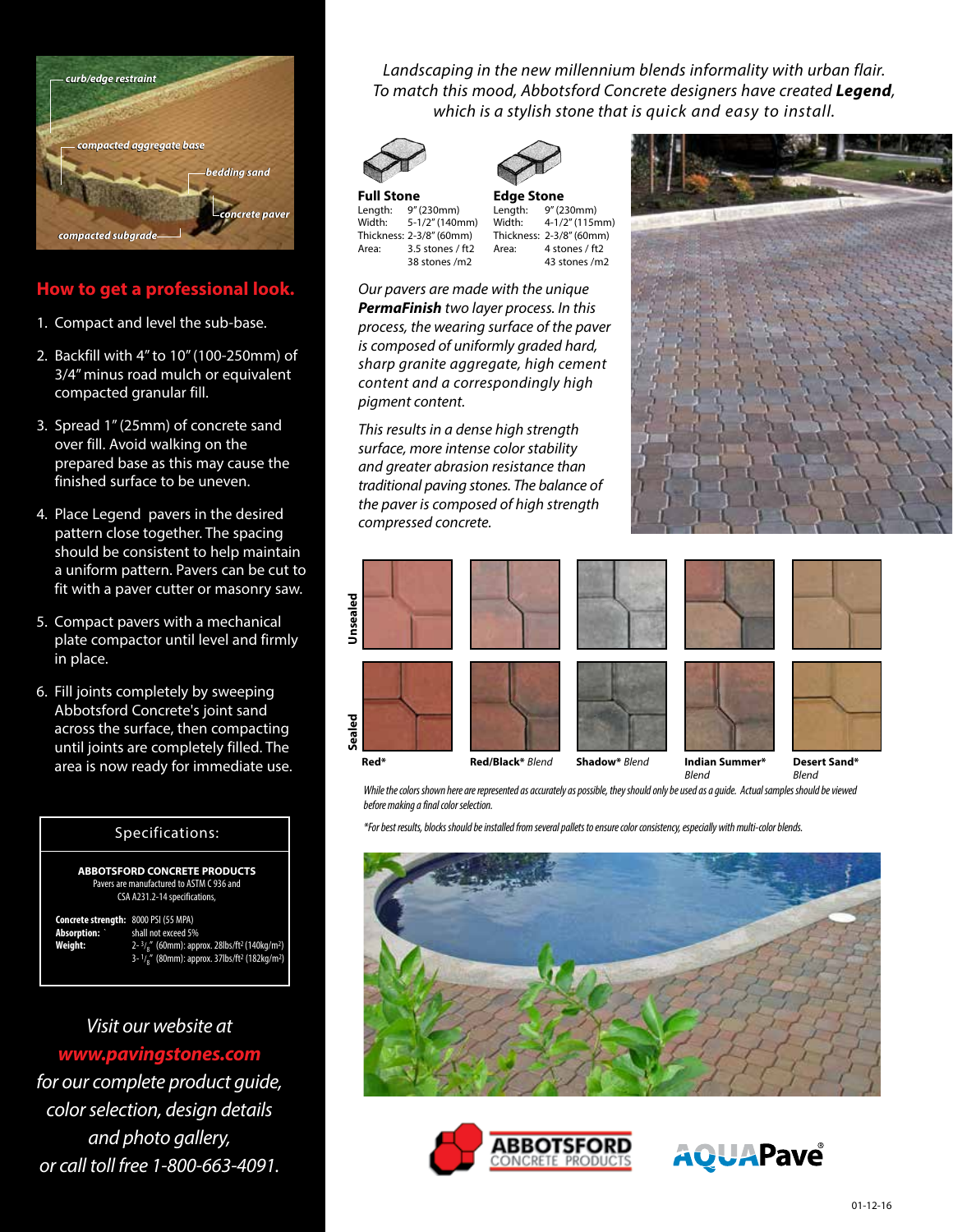curb/edge restraint

compacted aggregate base

bedding sand

concrete paver

compacted subgrade

## How to get a professional look.

1. Compact and level the sub-base.
2. Backfill with 4" to 10" (100-250mm) of 3/4" minus road mulch or equivalent compacted granular fill.
3. Spread 1" (25mm) of concrete sand over fill. Avoid walking on the prepared base as this may cause the finished surface to be uneven.
4. Place Legend pavers in the desired pattern close together. The spacing should be consistent to help maintain a uniform pattern. Pavers can be cut to fit with a paver cutter or masonry saw.
5. Compact pavers with a mechanical plate compactor until level and firmly in place.
6. Fill joints completely by sweeping Abbotsford Concrete's joint sand across the surface, then compacting until joints are completely filled. The area is now ready for immediate use.

### Specifications:

**ABBOTSFORD CONCRETE PRODUCTS**
Pavers are manufactured to ASTM C 936 and CSA A231.2-14 specifications,

| | |
|---|---|
| **Concrete strength:** | 8000 PSI (55 MPA) |
| **Absorption:** | shall not exceed 5% |
| **Weight:** | 2-3/8" (60mm): approx. 28lbs/ft² (140kg/m²) |
| | 3-1/8" (80mm): approx. 37lbs/ft² (182kg/m²) |

*Visit our website at*
***www.pavingstones.com***
*for our complete product guide, color selection, design details and photo gallery, or call toll free 1-800-663-4091.*

*Landscaping in the new millennium blends informality with urban flair. To match this mood, Abbotsford Concrete designers have created **Legend**, which is a stylish stone that is quick and easy to install.*

| **Full Stone** | | **Edge Stone** | |
|---|---|---|---|
| Length: | 9" (230mm) | Length: | 9" (230mm) |
| Width: | 5-1/2" (140mm) | Width: | 4-1/2" (115mm) |
| Thickness: | 2-3/8" (60mm) | Thickness: | 2-3/8" (60mm) |
| Area: | 3.5 stones / ft2 | Area: | 4 stones / ft2 |
| | 38 stones /m2 | | 43 stones /m2 |

*Our pavers are made with the unique **PermaFinish** two layer process. In this process, the wearing surface of the paver is composed of uniformly graded hard, sharp granite aggregate, high cement content and a correspondingly high pigment content.*

*This results in a dense high strength surface, more intense color stability and greater abrasion resistance than traditional paving stones. The balance of the paver is composed of high strength compressed concrete.*

Unsealed

Sealed

**Red*** **Red/Black*** *Blend* **Shadow*** *Blend* **Indian Summer*** *Blend* **Desert Sand*** *Blend*

*While the colors shown here are represented as accurately as possible, they should only be used as a guide. Actual samples should be viewed before making a final color selection.*

**For best results, blocks should be installed from several pallets to ensure color consistency, especially with multi-color blends.*

ABBOTSFORD CONCRETE PRODUCTS

AQUAPave®

01-12-16